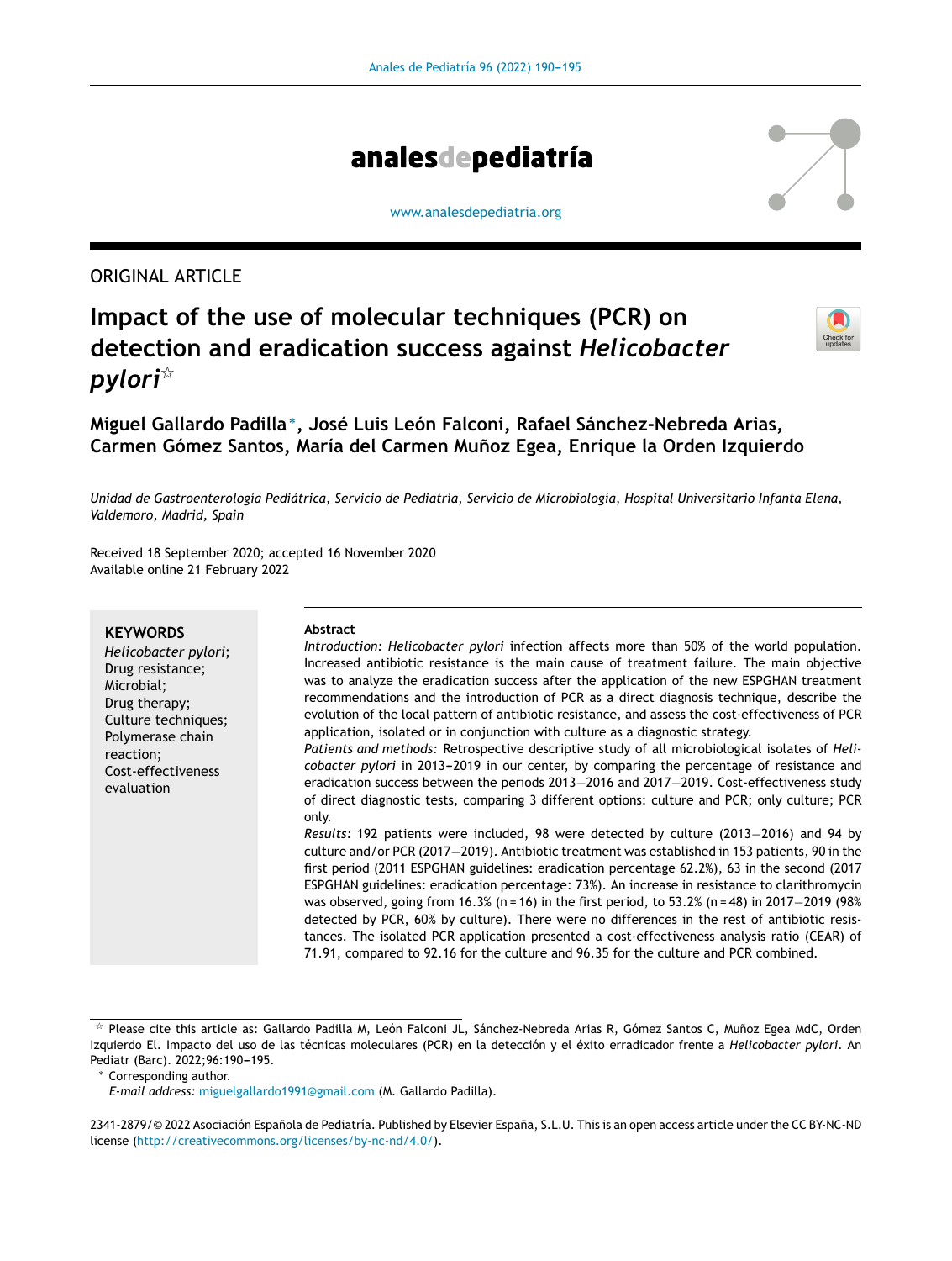ORIGINAL ARTICLE

# Impact of the use of molecular techniques (PCR) on detection and eradication success against *Helicobacter pylori*☆

**Miguel Gallardo Padilla\*, José Luis León Falconi, Rafael Sánchez-Nebreda Arias, Carmen Gómez Santos, María del Carmen Muñoz Egea, Enrique la Orden Izquierdo**

*Unidad de Gastroenterología Pediátrica, Servicio de Pediatría, Servicio de Microbiología, Hospital Universitario Infanta Elena, Valdemoro, Madrid, Spain*

Received 18 September 2020; accepted 16 November 2020
Available online 21 February 2022

**KEYWORDS**
*Helicobacter pylori*;
Drug resistance;
Microbial;
Drug therapy;
Culture techniques;
Polymerase chain reaction;
Cost-effectiveness evaluation

**Abstract**

*Introduction: Helicobacter pylori* infection affects more than 50% of the world population. Increased antibiotic resistance is the main cause of treatment failure. The main objective was to analyze the eradication success after the application of the new ESPGHAN treatment recommendations and the introduction of PCR as a direct diagnosis technique, describe the evolution of the local pattern of antibiotic resistance, and assess the cost-effectiveness of PCR application, isolated or in conjunction with culture as a diagnostic strategy.

*Patients and methods:* Retrospective descriptive study of all microbiological isolates of *Helicobacter pylori* in 2013–2019 in our center, by comparing the percentage of resistance and eradication success between the periods 2013–2016 and 2017–2019. Cost-effectiveness study of direct diagnostic tests, comparing 3 different options: culture and PCR; only culture; PCR only.

*Results:* 192 patients were included, 98 were detected by culture (2013–2016) and 94 by culture and/or PCR (2017–2019). Antibiotic treatment was established in 153 patients, 90 in the first period (2011 ESPGHAN guidelines: eradication percentage 62.2%), 63 in the second (2017 ESPGHAN guidelines: eradication percentage: 73%). An increase in resistance to clarithromycin was observed, going from 16.3% (n = 16) in the first period, to 53.2% (n = 48) in 2017–2019 (98% detected by PCR, 60% by culture). There were no differences in the rest of antibiotic resistances. The isolated PCR application presented a cost-effectiveness analysis ratio (CEAR) of 71.91, compared to 92.16 for the culture and 96.35 for the culture and PCR combined.

☆ Please cite this article as: Gallardo Padilla M, León Falconi JL, Sánchez-Nebreda Arias R, Gómez Santos C, Muñoz Egea MdC, Orden Izquierdo EI. Impacto del uso de las técnicas moleculares (PCR) en la detección y el éxito erradicador frente a *Helicobacter pylori*. An Pediatr (Barc). 2022;96:190–195.

\* Corresponding author.
*E-mail address:* miguelgallardo1991@gmail.com (M. Gallardo Padilla).

2341-2879/© 2022 Asociación Española de Pediatría. Published by Elsevier España, S.L.U. This is an open access article under the CC BY-NC-ND license (http://creativecommons.org/licenses/by-nc-nd/4.0/).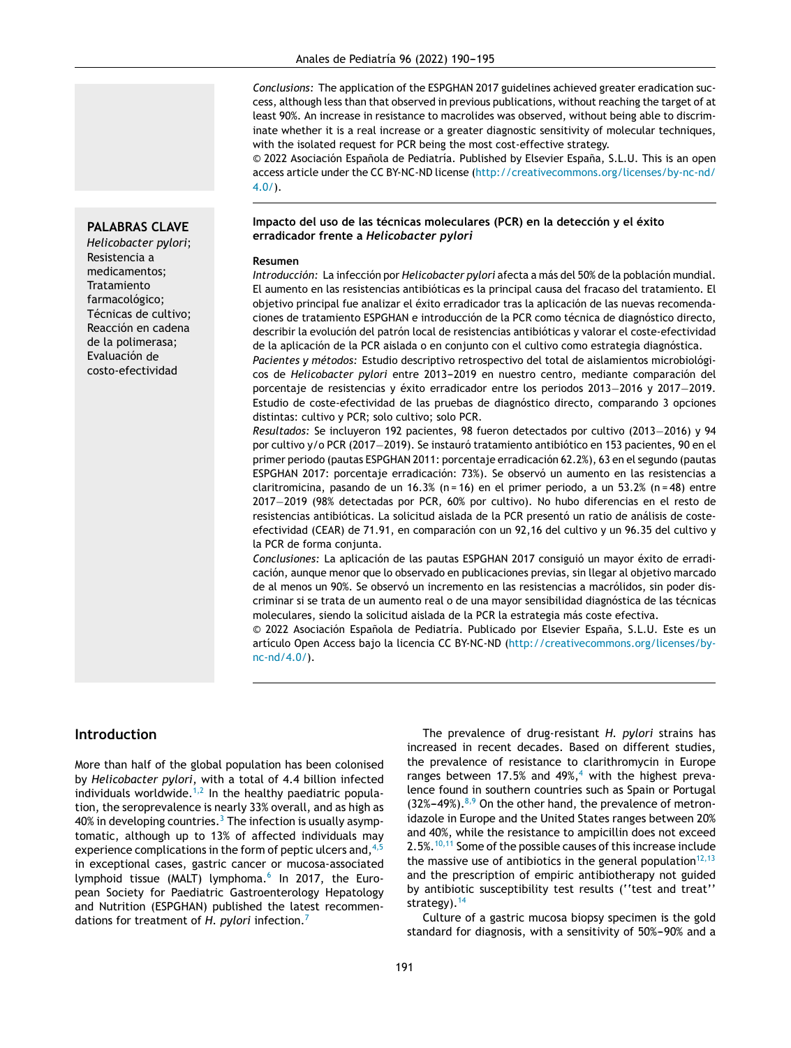*Conclusions:* The application of the ESPGHAN 2017 guidelines achieved greater eradication success, although less than that observed in previous publications, without reaching the target of at least 90%. An increase in resistance to macrolides was observed, without being able to discriminate whether it is a real increase or a greater diagnostic sensitivity of molecular techniques, with the isolated request for PCR being the most cost-effective strategy.

© 2022 Asociación Española de Pediatría. Published by Elsevier España, S.L.U. This is an open access article under the CC BY-NC-ND license (http://creativecommons.org/licenses/by-nc-nd/4.0/).

**PALABRAS CLAVE**

*Helicobacter pylori*; Resistencia a medicamentos; Tratamiento farmacológico; Técnicas de cultivo; Reacción en cadena de la polimerasa; Evaluación de costo-efectividad

**Impacto del uso de las técnicas moleculares (PCR) en la detección y el éxito erradicador frente a *Helicobacter pylori***

**Resumen**

*Introducción:* La infección por *Helicobacter pylori* afecta a más del 50% de la población mundial. El aumento en las resistencias antibióticas es la principal causa del fracaso del tratamiento. El objetivo principal fue analizar el éxito erradicador tras la aplicación de las nuevas recomendaciones de tratamiento ESPGHAN e introducción de la PCR como técnica de diagnóstico directo, describir la evolución del patrón local de resistencias antibióticas y valorar el coste-efectividad de la aplicación de la PCR aislada o en conjunto con el cultivo como estrategia diagnóstica.

*Pacientes y métodos:* Estudio descriptivo retrospectivo del total de aislamientos microbiológicos de *Helicobacter pylori* entre 2013–2019 en nuestro centro, mediante comparación del porcentaje de resistencias y éxito erradicador entre los periodos 2013–2016 y 2017–2019. Estudio de coste-efectividad de las pruebas de diagnóstico directo, comparando 3 opciones distintas: cultivo y PCR; solo cultivo; solo PCR.

*Resultados:* Se incluyeron 192 pacientes, 98 fueron detectados por cultivo (2013–2016) y 94 por cultivo y/o PCR (2017–2019). Se instauró tratamiento antibiótico en 153 pacientes, 90 en el primer periodo (pautas ESPGHAN 2011: porcentaje erradicación 62.2%), 63 en el segundo (pautas ESPGHAN 2017: porcentaje erradicación: 73%). Se observó un aumento en las resistencias a claritromicina, pasando de un 16.3% (n = 16) en el primer periodo, a un 53.2% (n = 48) entre 2017–2019 (98% detectadas por PCR, 60% por cultivo). No hubo diferencias en el resto de resistencias antibióticas. La solicitud aislada de la PCR presentó un ratio de análisis de coste-efectividad (CEAR) de 71.91, en comparación con un 92,16 del cultivo y un 96.35 del cultivo y la PCR de forma conjunta.

*Conclusiones:* La aplicación de las pautas ESPGHAN 2017 consiguió un mayor éxito de erradicación, aunque menor que lo observado en publicaciones previas, sin llegar al objetivo marcado de al menos un 90%. Se observó un incremento en las resistencias a macrólidos, sin poder discriminar si se trata de un aumento real o de una mayor sensibilidad diagnóstica de las técnicas moleculares, siendo la solicitud aislada de la PCR la estrategia más coste efectiva.

© 2022 Asociación Española de Pediatría. Publicado por Elsevier España, S.L.U. Este es un artículo Open Access bajo la licencia CC BY-NC-ND (http://creativecommons.org/licenses/by-nc-nd/4.0/).

## Introduction

More than half of the global population has been colonised by *Helicobacter pylori*, with a total of 4.4 billion infected individuals worldwide.[1,2] In the healthy paediatric population, the seroprevalence is nearly 33% overall, and as high as 40% in developing countries.[3] The infection is usually asymptomatic, although up to 13% of affected individuals may experience complications in the form of peptic ulcers and,[4,5] in exceptional cases, gastric cancer or mucosa-associated lymphoid tissue (MALT) lymphoma.[6] In 2017, the European Society for Paediatric Gastroenterology Hepatology and Nutrition (ESPGHAN) published the latest recommendations for treatment of *H. pylori* infection.[7]

The prevalence of drug-resistant *H. pylori* strains has increased in recent decades. Based on different studies, the prevalence of resistance to clarithromycin in Europe ranges between 17.5% and 49%,[4] with the highest prevalence found in southern countries such as Spain or Portugal (32%–49%).[8,9] On the other hand, the prevalence of metronidazole in Europe and the United States ranges between 20% and 40%, while the resistance to ampicillin does not exceed 2.5%.[10,11] Some of the possible causes of this increase include the massive use of antibiotics in the general population[12,13] and the prescription of empiric antibiotherapy not guided by antibiotic susceptibility test results (''test and treat'' strategy).[14]

Culture of a gastric mucosa biopsy specimen is the gold standard for diagnosis, with a sensitivity of 50%–90% and a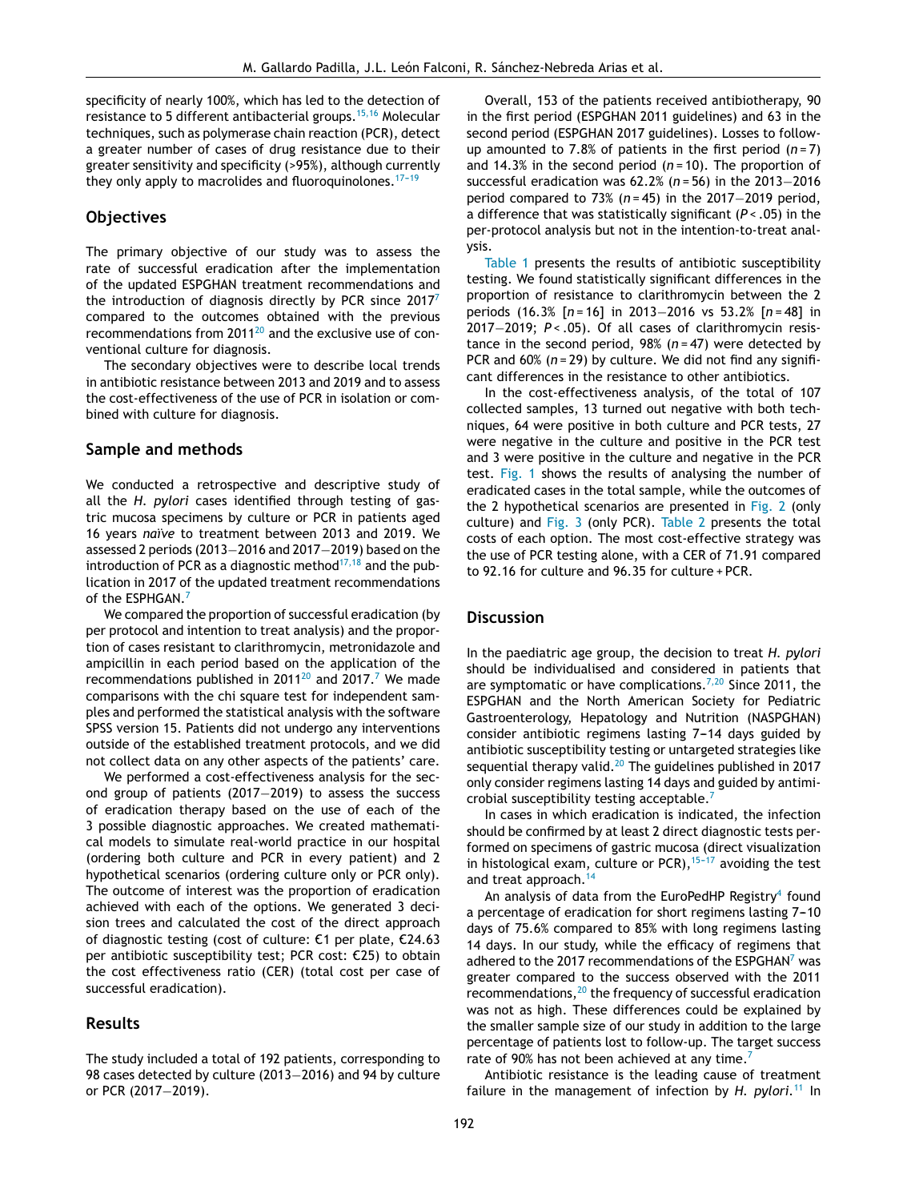specificity of nearly 100%, which has led to the detection of resistance to 5 different antibacterial groups.[15,16] Molecular techniques, such as polymerase chain reaction (PCR), detect a greater number of cases of drug resistance due to their greater sensitivity and specificity (>95%), although currently they only apply to macrolides and fluoroquinolones.[17-19]

## Objectives

The primary objective of our study was to assess the rate of successful eradication after the implementation of the updated ESPGHAN treatment recommendations and the introduction of diagnosis directly by PCR since 2017[7] compared to the outcomes obtained with the previous recommendations from 2011[20] and the exclusive use of conventional culture for diagnosis.

The secondary objectives were to describe local trends in antibiotic resistance between 2013 and 2019 and to assess the cost-effectiveness of the use of PCR in isolation or combined with culture for diagnosis.

## Sample and methods

We conducted a retrospective and descriptive study of all the *H. pylori* cases identified through testing of gastric mucosa specimens by culture or PCR in patients aged 16 years *naïve* to treatment between 2013 and 2019. We assessed 2 periods (2013–2016 and 2017–2019) based on the introduction of PCR as a diagnostic method[17,18] and the publication in 2017 of the updated treatment recommendations of the ESPHGAN.[7]

We compared the proportion of successful eradication (by per protocol and intention to treat analysis) and the proportion of cases resistant to clarithromycin, metronidazole and ampicillin in each period based on the application of the recommendations published in 2011[20] and 2017.[7] We made comparisons with the chi square test for independent samples and performed the statistical analysis with the software SPSS version 15. Patients did not undergo any interventions outside of the established treatment protocols, and we did not collect data on any other aspects of the patients' care.

We performed a cost-effectiveness analysis for the second group of patients (2017–2019) to assess the success of eradication therapy based on the use of each of the 3 possible diagnostic approaches. We created mathematical models to simulate real-world practice in our hospital (ordering both culture and PCR in every patient) and 2 hypothetical scenarios (ordering culture only or PCR only). The outcome of interest was the proportion of eradication achieved with each of the options. We generated 3 decision trees and calculated the cost of the direct approach of diagnostic testing (cost of culture: €1 per plate, €24.63 per antibiotic susceptibility test; PCR cost: €25) to obtain the cost effectiveness ratio (CER) (total cost per case of successful eradication).

## Results

The study included a total of 192 patients, corresponding to 98 cases detected by culture (2013–2016) and 94 by culture or PCR (2017–2019).

Overall, 153 of the patients received antibiotherapy, 90 in the first period (ESPGHAN 2011 guidelines) and 63 in the second period (ESPGHAN 2017 guidelines). Losses to follow-up amounted to 7.8% of patients in the first period ($n = 7$) and 14.3% in the second period ($n = 10$). The proportion of successful eradication was 62.2% ($n = 56$) in the 2013–2016 period compared to 73% ($n = 45$) in the 2017–2019 period, a difference that was statistically significant ($P < .05$) in the per-protocol analysis but not in the intention-to-treat analysis.

Table 1 presents the results of antibiotic susceptibility testing. We found statistically significant differences in the proportion of resistance to clarithromycin between the 2 periods (16.3% [$n = 16$] in 2013–2016 vs 53.2% [$n = 48$] in 2017–2019; $P < .05$). Of all cases of clarithromycin resistance in the second period, 98% ($n = 47$) were detected by PCR and 60% ($n = 29$) by culture. We did not find any significant differences in the resistance to other antibiotics.

In the cost-effectiveness analysis, of the total of 107 collected samples, 13 turned out negative with both techniques, 64 were positive in both culture and PCR tests, 27 were negative in the culture and positive in the PCR test and 3 were positive in the culture and negative in the PCR test. Fig. 1 shows the results of analysing the number of eradicated cases in the total sample, while the outcomes of the 2 hypothetical scenarios are presented in Fig. 2 (only culture) and Fig. 3 (only PCR). Table 2 presents the total costs of each option. The most cost-effective strategy was the use of PCR testing alone, with a CER of 71.91 compared to 92.16 for culture and 96.35 for culture + PCR.

## Discussion

In the paediatric age group, the decision to treat *H. pylori* should be individualised and considered in patients that are symptomatic or have complications.[7,20] Since 2011, the ESPGHAN and the North American Society for Pediatric Gastroenterology, Hepatology and Nutrition (NASPGHAN) consider antibiotic regimens lasting 7–14 days guided by antibiotic susceptibility testing or untargeted strategies like sequential therapy valid.[20] The guidelines published in 2017 only consider regimens lasting 14 days and guided by antimicrobial susceptibility testing acceptable.[7]

In cases in which eradication is indicated, the infection should be confirmed by at least 2 direct diagnostic tests performed on specimens of gastric mucosa (direct visualization in histological exam, culture or PCR),[15-17] avoiding the test and treat approach.[14]

An analysis of data from the EuroPedHP Registry[4] found a percentage of eradication for short regimens lasting 7–10 days of 75.6% compared to 85% with long regimens lasting 14 days. In our study, while the efficacy of regimens that adhered to the 2017 recommendations of the ESPGHAN[7] was greater compared to the success observed with the 2011 recommendations,[20] the frequency of successful eradication was not as high. These differences could be explained by the smaller sample size of our study in addition to the large percentage of patients lost to follow-up. The target success rate of 90% has not been achieved at any time.[7]

Antibiotic resistance is the leading cause of treatment failure in the management of infection by *H. pylori*.[11] In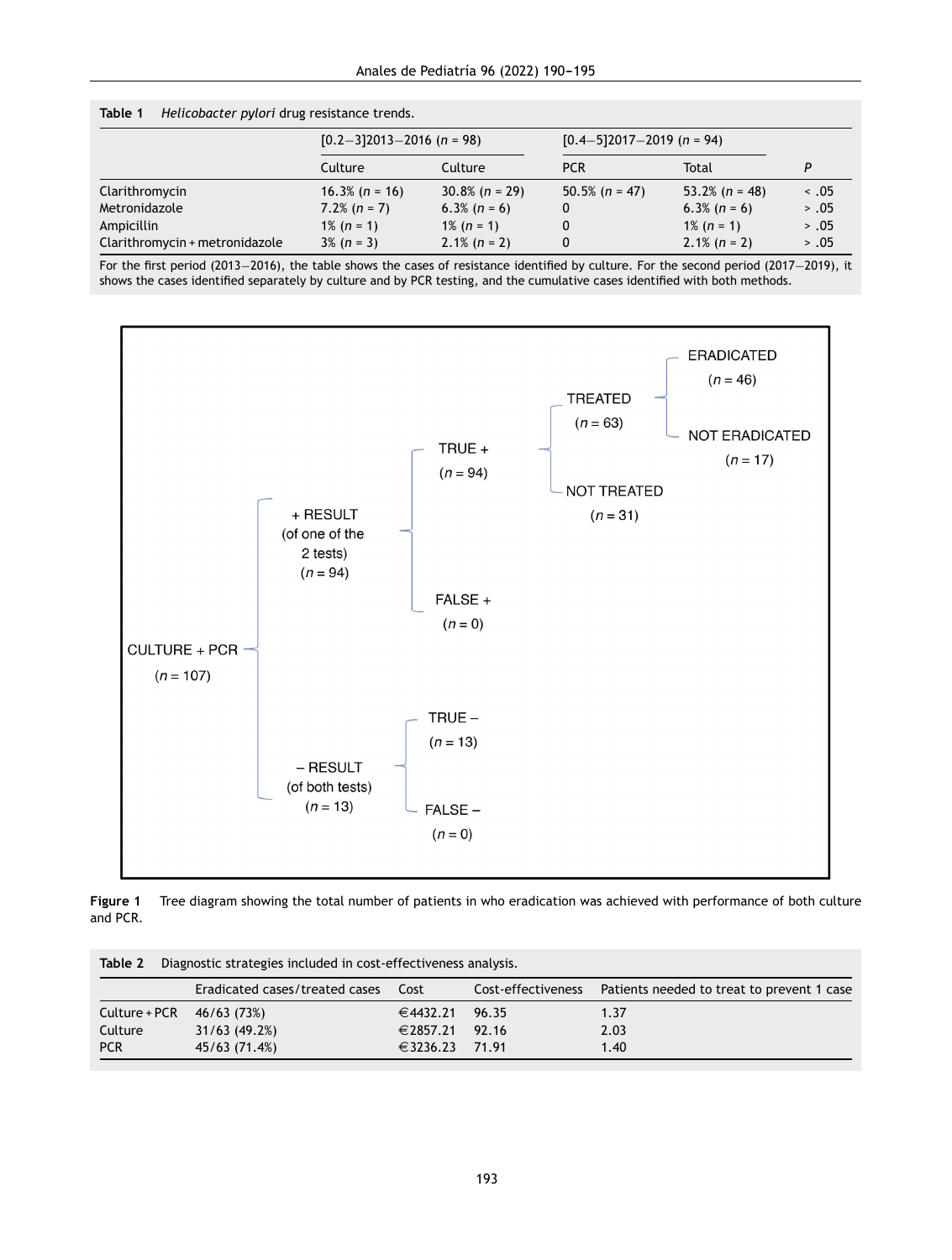**Table 1** *Helicobacter pylori* drug resistance trends.

| | [0.2–3]2013–2016 (*n* = 98) | [0.4–5]2017–2019 (*n* = 94) | | | |
|---|---|---|---|---|---|
| | Culture | Culture | PCR | Total | *P* |
| Clarithromycin | 16.3% (*n* = 16) | 30.8% (*n* = 29) | 50.5% (*n* = 47) | 53.2% (*n* = 48) | < .05 |
| Metronidazole | 7.2% (*n* = 7) | 6.3% (*n* = 6) | 0 | 6.3% (*n* = 6) | > .05 |
| Ampicillin | 1% (*n* = 1) | 1% (*n* = 1) | 0 | 1% (*n* = 1) | > .05 |
| Clarithromycin + metronidazole | 3% (*n* = 3) | 2.1% (*n* = 2) | 0 | 2.1% (*n* = 2) | > .05 |

For the first period (2013–2016), the table shows the cases of resistance identified by culture. For the second period (2017–2019), it shows the cases identified separately by culture and by PCR testing, and the cumulative cases identified with both methods.

- CULTURE + PCR (*n* = 107)
  - + RESULT (of one of the 2 tests) (*n* = 94)
    - TRUE + (*n* = 94)
      - TREATED (*n* = 63)
        - ERADICATED (*n* = 46)
        - NOT ERADICATED (*n* = 17)
      - NOT TREATED (*n* = 31)
    - FALSE + (*n* = 0)
  - – RESULT (of both tests) (*n* = 13)
    - TRUE – (*n* = 13)
    - FALSE – (*n* = 0)

**Figure 1** Tree diagram showing the total number of patients in who eradication was achieved with performance of both culture and PCR.

**Table 2** Diagnostic strategies included in cost-effectiveness analysis.

| | Eradicated cases/treated cases | Cost | Cost-effectiveness | Patients needed to treat to prevent 1 case |
|---|---|---|---|---|
| Culture + PCR | 46/63 (73%) | €4432.21 | 96.35 | 1.37 |
| Culture | 31/63 (49.2%) | €2857.21 | 92.16 | 2.03 |
| PCR | 45/63 (71.4%) | €3236.23 | 71.91 | 1.40 |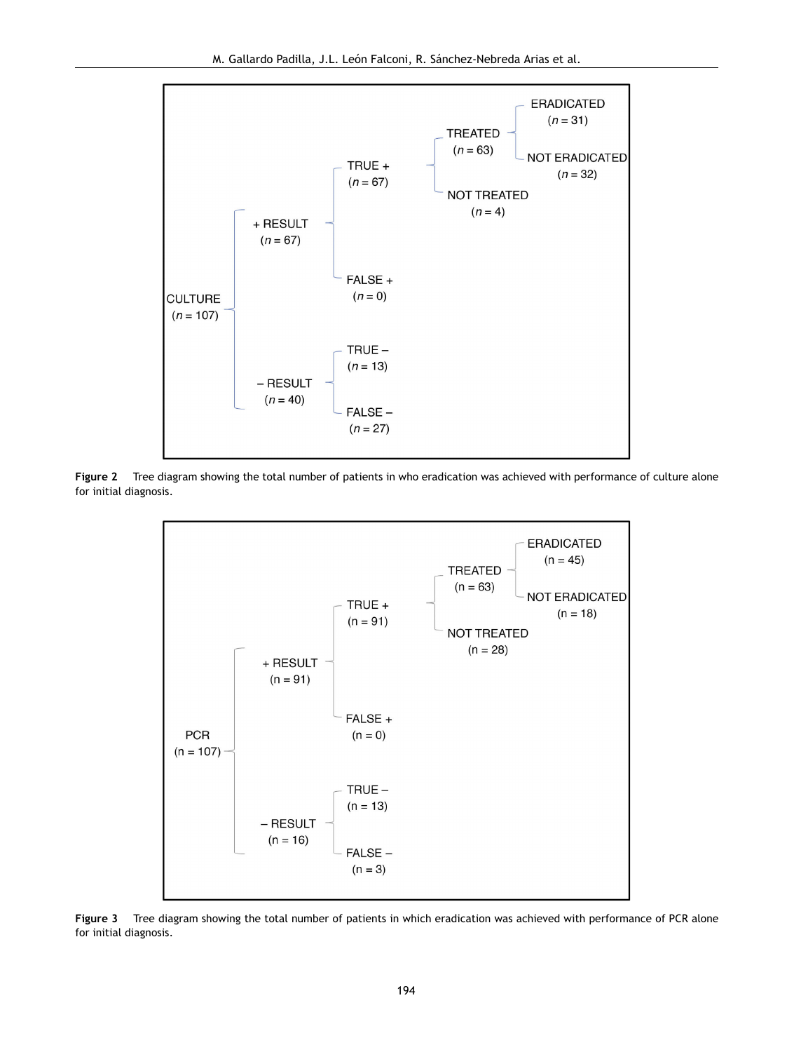- CULTURE ($n = 107$)
  - + RESULT ($n = 67$)
    - TRUE + ($n = 67$)
      - TREATED ($n = 63$)
        - ERADICATED ($n = 31$)
        - NOT ERADICATED ($n = 32$)
      - NOT TREATED ($n = 4$)
    - FALSE + ($n = 0$)
  - − RESULT ($n = 40$)
    - TRUE − ($n = 13$)
    - FALSE − ($n = 27$)

**Figure 2** Tree diagram showing the total number of patients in who eradication was achieved with performance of culture alone for initial diagnosis.

- PCR (n = 107)
  - + RESULT (n = 91)
    - TRUE + (n = 91)
      - TREATED (n = 63)
        - ERADICATED (n = 45)
        - NOT ERADICATED (n = 18)
      - NOT TREATED (n = 28)
    - FALSE + (n = 0)
  - − RESULT (n = 16)
    - TRUE − (n = 13)
    - FALSE − (n = 3)

**Figure 3** Tree diagram showing the total number of patients in which eradication was achieved with performance of PCR alone for initial diagnosis.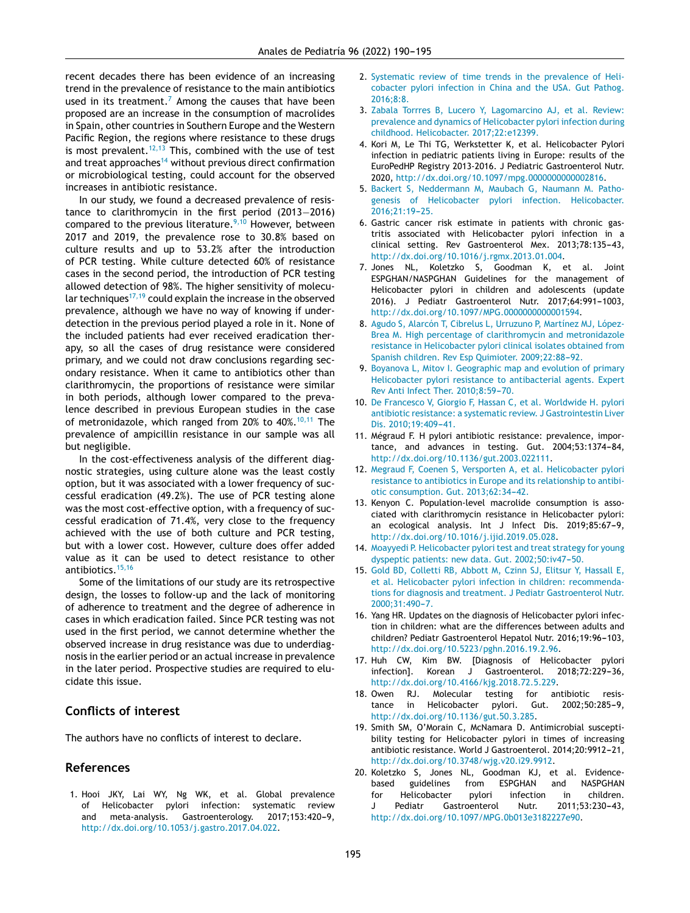recent decades there has been evidence of an increasing trend in the prevalence of resistance to the main antibiotics used in its treatment.[7] Among the causes that have been proposed are an increase in the consumption of macrolides in Spain, other countries in Southern Europe and the Western Pacific Region, the regions where resistance to these drugs is most prevalent.[12,13] This, combined with the use of test and treat approaches[14] without previous direct confirmation or microbiological testing, could account for the observed increases in antibiotic resistance.

In our study, we found a decreased prevalence of resistance to clarithromycin in the first period (2013−2016) compared to the previous literature.[9,10] However, between 2017 and 2019, the prevalence rose to 30.8% based on culture results and up to 53.2% after the introduction of PCR testing. While culture detected 60% of resistance cases in the second period, the introduction of PCR testing allowed detection of 98%. The higher sensitivity of molecular techniques[17,19] could explain the increase in the observed prevalence, although we have no way of knowing if underdetection in the previous period played a role in it. None of the included patients had ever received eradication therapy, so all the cases of drug resistance were considered primary, and we could not draw conclusions regarding secondary resistance. When it came to antibiotics other than clarithromycin, the proportions of resistance were similar in both periods, although lower compared to the prevalence described in previous European studies in the case of metronidazole, which ranged from 20% to 40%.[10,11] The prevalence of ampicillin resistance in our sample was all but negligible.

In the cost-effectiveness analysis of the different diagnostic strategies, using culture alone was the least costly option, but it was associated with a lower frequency of successful eradication (49.2%). The use of PCR testing alone was the most cost-effective option, with a frequency of successful eradication of 71.4%, very close to the frequency achieved with the use of both culture and PCR testing, but with a lower cost. However, culture does offer added value as it can be used to detect resistance to other antibiotics.[15,16]

Some of the limitations of our study are its retrospective design, the losses to follow-up and the lack of monitoring of adherence to treatment and the degree of adherence in cases in which eradication failed. Since PCR testing was not used in the first period, we cannot determine whether the observed increase in drug resistance was due to underdiagnosis in the earlier period or an actual increase in prevalence in the later period. Prospective studies are required to elucidate this issue.

## Conflicts of interest

The authors have no conflicts of interest to declare.

## References

1. Hooi JKY, Lai WY, Ng WK, et al. Global prevalence of Helicobacter pylori infection: systematic review and meta-analysis. Gastroenterology. 2017;153:420–9, http://dx.doi.org/10.1053/j.gastro.2017.04.022.
2. Systematic review of time trends in the prevalence of Helicobacter pylori infection in China and the USA. Gut Pathog. 2016;8:8.
3. Zabala Torrres B, Lucero Y, Lagomarcino AJ, et al. Review: prevalence and dynamics of Helicobacter pylori infection during childhood. Helicobacter. 2017;22:e12399.
4. Kori M, Le Thi TG, Werkstetter K, et al. Helicobacter Pylori infection in pediatric patients living in Europe: results of the EuroPedHP Registry 2013-2016. J Pediatric Gastroenterol Nutr. 2020, http://dx.doi.org/10.1097/mpg.0000000000002816.
5. Backert S, Neddermann M, Maubach G, Naumann M. Pathogenesis of Helicobacter pylori infection. Helicobacter. 2016;21:19–25.
6. Gastric cancer risk estimate in patients with chronic gastritis associated with Helicobacter pylori infection in a clinical setting. Rev Gastroenterol Mex. 2013;78:135–43, http://dx.doi.org/10.1016/j.rgmx.2013.01.004.
7. Jones NL, Koletzko S, Goodman K, et al. Joint ESPGHAN/NASPGHAN Guidelines for the management of Helicobacter pylori in children and adolescents (update 2016). J Pediatr Gastroenterol Nutr. 2017;64:991–1003, http://dx.doi.org/10.1097/MPG.0000000000001594.
8. Agudo S, Alarcón T, Cibrelus L, Urruzuno P, Martínez MJ, López-Brea M. High percentage of clarithromycin and metronidazole resistance in Helicobacter pylori clinical isolates obtained from Spanish children. Rev Esp Quimioter. 2009;22:88–92.
9. Boyanova L, Mitov I. Geographic map and evolution of primary Helicobacter pylori resistance to antibacterial agents. Expert Rev Anti Infect Ther. 2010;8:59–70.
10. De Francesco V, Giorgio F, Hassan C, et al. Worldwide H. pylori antibiotic resistance: a systematic review. J Gastrointestin Liver Dis. 2010;19:409–41.
11. Mégraud F. H pylori antibiotic resistance: prevalence, importance, and advances in testing. Gut. 2004;53:1374–84, http://dx.doi.org/10.1136/gut.2003.022111.
12. Megraud F, Coenen S, Versporten A, et al. Helicobacter pylori resistance to antibiotics in Europe and its relationship to antibiotic consumption. Gut. 2013;62:34–42.
13. Kenyon C. Population-level macrolide consumption is associated with clarithromycin resistance in Helicobacter pylori: an ecological analysis. Int J Infect Dis. 2019;85:67–9, http://dx.doi.org/10.1016/j.ijid.2019.05.028.
14. Moayyedi P. Helicobacter pylori test and treat strategy for young dyspeptic patients: new data. Gut. 2002;50:iv47–50.
15. Gold BD, Colletti RB, Abbott M, Czinn SJ, Elitsur Y, Hassall E, et al. Helicobacter pylori infection in children: recommendations for diagnosis and treatment. J Pediatr Gastroenterol Nutr. 2000;31:490–7.
16. Yang HR. Updates on the diagnosis of Helicobacter pylori infection in children: what are the differences between adults and children? Pediatr Gastroenterol Hepatol Nutr. 2016;19:96–103, http://dx.doi.org/10.5223/pghn.2016.19.2.96.
17. Huh CW, Kim BW. [Diagnosis of Helicobacter pylori infection]. Korean J Gastroenterol. 2018;72:229–36, http://dx.doi.org/10.4166/kjg.2018.72.5.229.
18. Owen RJ. Molecular testing for antibiotic resistance in Helicobacter pylori. Gut. 2002;50:285–9, http://dx.doi.org/10.1136/gut.50.3.285.
19. Smith SM, O'Morain C, McNamara D. Antimicrobial susceptibility testing for Helicobacter pylori in times of increasing antibiotic resistance. World J Gastroenterol. 2014;20:9912–21, http://dx.doi.org/10.3748/wjg.v20.i29.9912.
20. Koletzko S, Jones NL, Goodman KJ, et al. Evidence-based guidelines from ESPGHAN and NASPGHAN for Helicobacter pylori infection in children. J Pediatr Gastroenterol Nutr. 2011;53:230–43, http://dx.doi.org/10.1097/MPG.0b013e3182227e90.